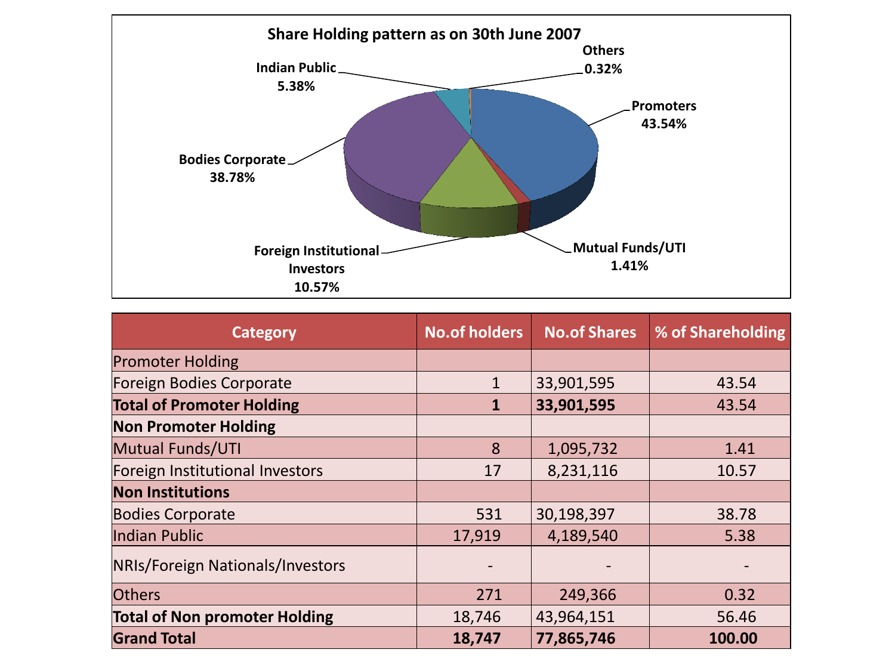## Share Holding pattern as on 30th June 2007

| Category | No.of holders | No.of Shares | % of Shareholding |
|---|---|---|---|
| Promoter Holding | | | |
| Foreign Bodies Corporate | 1 | 33,901,595 | 43.54 |
| **Total of Promoter Holding** | **1** | **33,901,595** | 43.54 |
| **Non Promoter Holding** | | | |
| Mutual Funds/UTI | 8 | 1,095,732 | 1.41 |
| Foreign Institutional Investors | 17 | 8,231,116 | 10.57 |
| **Non Institutions** | | | |
| Bodies Corporate | 531 | 30,198,397 | 38.78 |
| Indian Public | 17,919 | 4,189,540 | 5.38 |
| NRIs/Foreign Nationals/Investors | - | - | - |
| Others | 271 | 249,366 | 0.32 |
| **Total of Non promoter Holding** | 18,746 | 43,964,151 | 56.46 |
| **Grand Total** | **18,747** | **77,865,746** | **100.00** |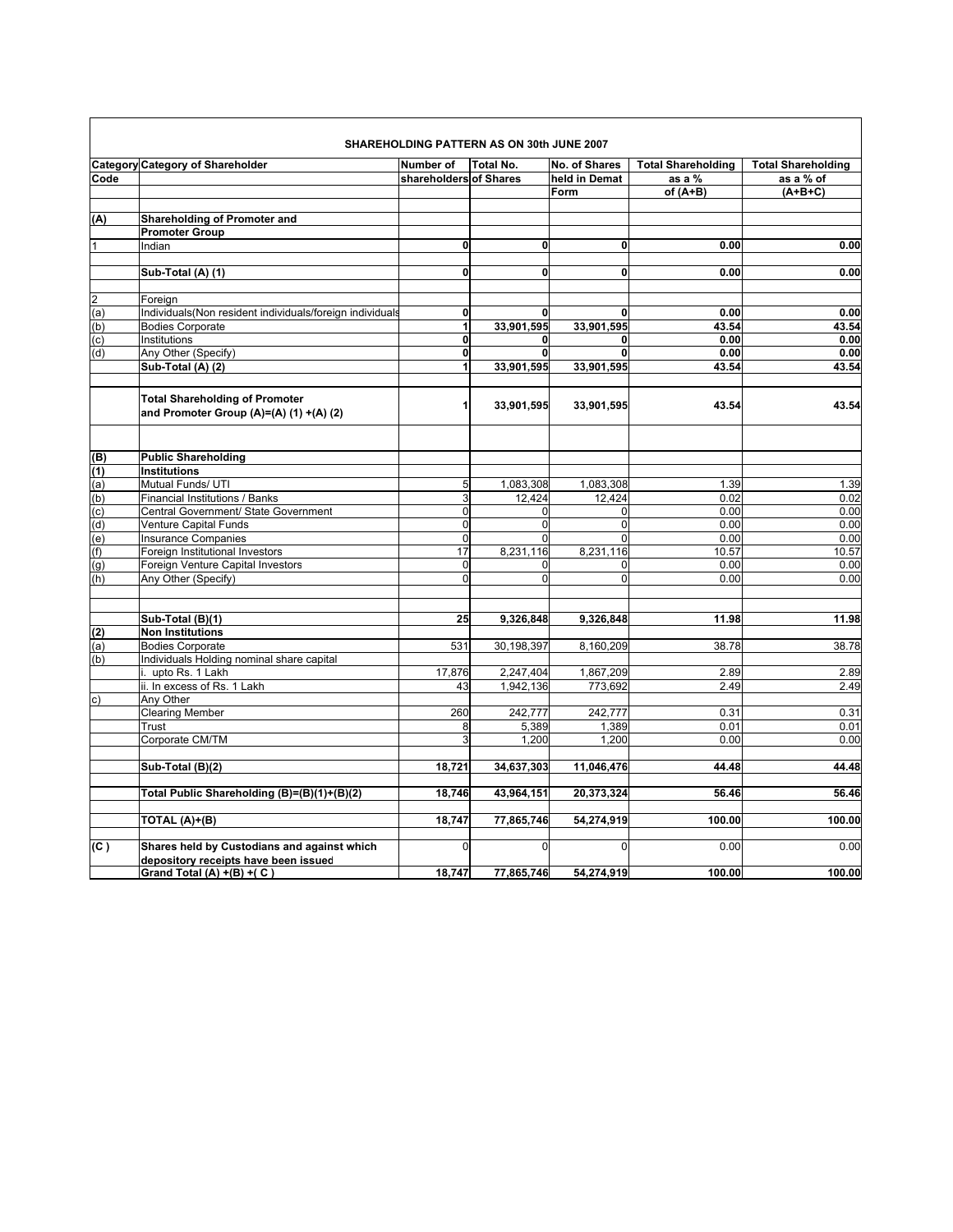## SHAREHOLDING PATTERN AS ON 30th JUNE 2007

| Category Code | Category of Shareholder | Number of shareholders | Total No. of Shares | No. of Shares held in Demat Form | Total Shareholding as a % of (A+B) | Total Shareholding as a % of (A+B+C) |
|---|---|---|---|---|---|---|
| **(A)** | **Shareholding of Promoter and Promoter Group** | | | | | |
| 1 | Indian | **0** | **0** | **0** | **0.00** | **0.00** |
| | **Sub-Total (A) (1)** | **0** | **0** | **0** | **0.00** | **0.00** |
| 2 | Foreign | | | | | |
| (a) | Individuals(Non resident individuals/foreign individuals | **0** | **0** | **0** | **0.00** | **0.00** |
| (b) | Bodies Corporate | **1** | **33,901,595** | **33,901,595** | **43.54** | **43.54** |
| (c) | Institutions | **0** | **0** | **0** | **0.00** | **0.00** |
| (d) | Any Other (Specify) | **0** | **0** | **0** | **0.00** | **0.00** |
| | **Sub-Total (A) (2)** | **1** | **33,901,595** | **33,901,595** | **43.54** | **43.54** |
| | **Total Shareholding of Promoter and Promoter Group (A)=(A) (1) +(A) (2)** | **1** | **33,901,595** | **33,901,595** | **43.54** | **43.54** |
| **(B)** | **Public Shareholding** | | | | | |
| **(1)** | **Institutions** | | | | | |
| (a) | Mutual Funds/ UTI | 5 | 1,083,308 | 1,083,308 | 1.39 | 1.39 |
| (b) | Financial Institutions / Banks | 3 | 12,424 | 12,424 | 0.02 | 0.02 |
| (c) | Central Government/ State Government | 0 | 0 | 0 | 0.00 | 0.00 |
| (d) | Venture Capital Funds | 0 | 0 | 0 | 0.00 | 0.00 |
| (e) | Insurance Companies | 0 | 0 | 0 | 0.00 | 0.00 |
| (f) | Foreign Institutional Investors | 17 | 8,231,116 | 8,231,116 | 10.57 | 10.57 |
| (g) | Foreign Venture Capital Investors | 0 | 0 | 0 | 0.00 | 0.00 |
| (h) | Any Other (Specify) | 0 | 0 | 0 | 0.00 | 0.00 |
| | **Sub-Total (B)(1)** | **25** | **9,326,848** | **9,326,848** | **11.98** | **11.98** |
| **(2)** | **Non Institutions** | | | | | |
| (a) | Bodies Corporate | 531 | 30,198,397 | 8,160,209 | 38.78 | 38.78 |
| (b) | Individuals Holding nominal share capital | | | | | |
| | i. upto Rs. 1 Lakh | 17,876 | 2,247,404 | 1,867,209 | 2.89 | 2.89 |
| | ii. In excess of Rs. 1 Lakh | 43 | 1,942,136 | 773,692 | 2.49 | 2.49 |
| c) | Any Other | | | | | |
| | Clearing Member | 260 | 242,777 | 242,777 | 0.31 | 0.31 |
| | Trust | 8 | 5,389 | 1,389 | 0.01 | 0.01 |
| | Corporate CM/TM | 3 | 1,200 | 1,200 | 0.00 | 0.00 |
| | **Sub-Total (B)(2)** | **18,721** | **34,637,303** | **11,046,476** | **44.48** | **44.48** |
| | **Total Public Shareholding (B)=(B)(1)+(B)(2)** | **18,746** | **43,964,151** | **20,373,324** | **56.46** | **56.46** |
| | **TOTAL (A)+(B)** | **18,747** | **77,865,746** | **54,274,919** | **100.00** | **100.00** |
| **(C )** | **Shares held by Custodians and against which depository receipts have been issued** | 0 | 0 | 0 | 0.00 | 0.00 |
| | **Grand Total (A) +(B) +( C )** | **18,747** | **77,865,746** | **54,274,919** | **100.00** | **100.00** |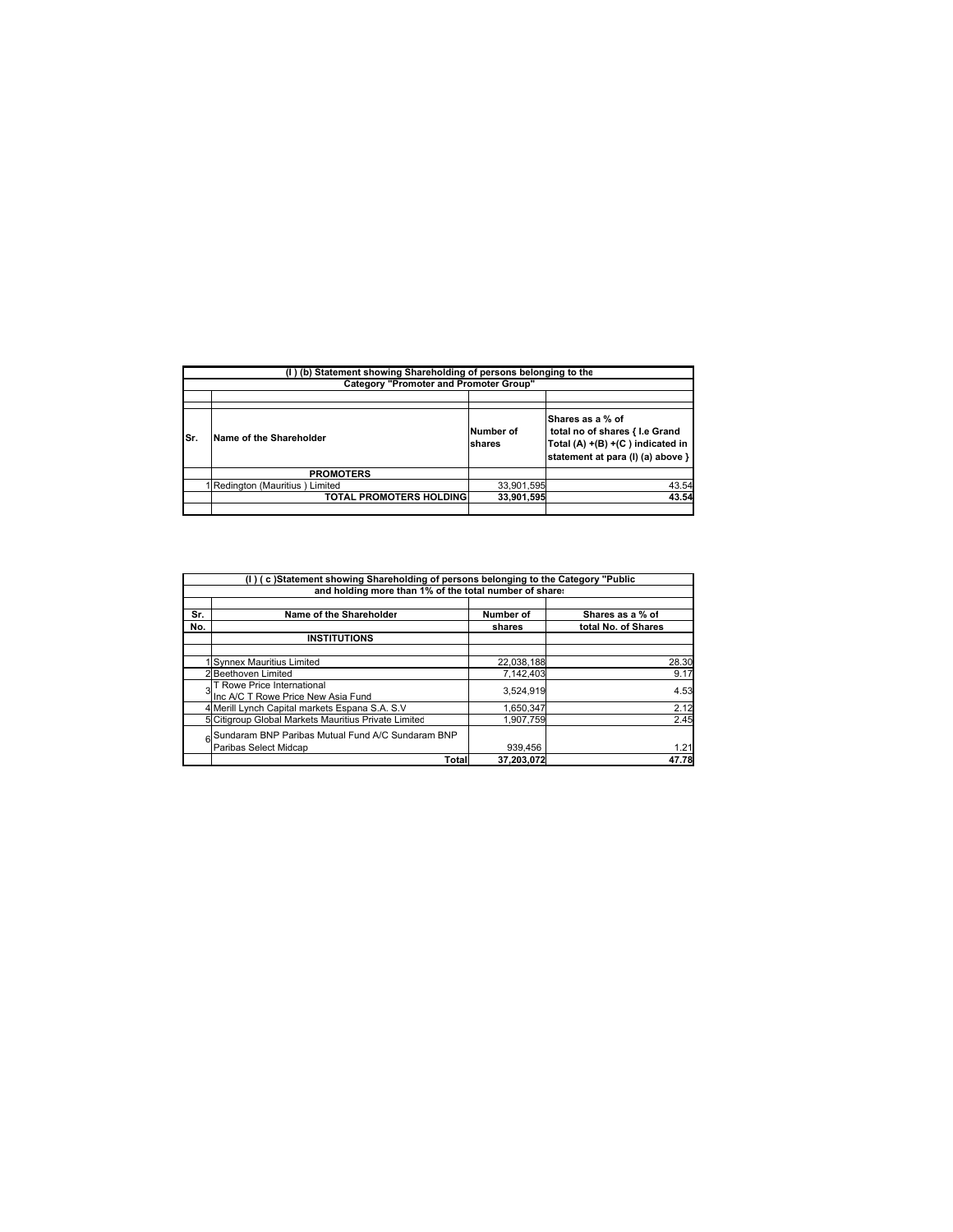| (I ) (b) Statement showing Shareholding of persons belonging to the Category "Promoter and Promoter Group" | | | |
|---|---|---|---|
| Sr. | Name of the Shareholder | Number of shares | Shares as a % of total no of shares { I.e Grand Total (A) +(B) +(C ) indicated in statement at para (I) (a) above } |
| | **PROMOTERS** | | |
| 1 | Redington (Mauritius ) Limited | 33,901,595 | 43.54 |
| | **TOTAL PROMOTERS HOLDING** | **33,901,595** | **43.54** |

| (I ) ( c )Statement showing Shareholding of persons belonging to the Category "Public and holding more than 1% of the total number of shares | | | |
|---|---|---|---|
| Sr. No. | Name of the Shareholder | Number of shares | Shares as a % of total No. of Shares |
| | **INSTITUTIONS** | | |
| 1 | Synnex Mauritius Limited | 22,038,188 | 28.30 |
| 2 | Beethoven Limited | 7,142,403 | 9.17 |
| 3 | T Rowe Price International Inc A/C T Rowe Price New Asia Fund | 3,524,919 | 4.53 |
| 4 | Merill Lynch Capital markets Espana S.A. S.V | 1,650,347 | 2.12 |
| 5 | Citigroup Global Markets Mauritius Private Limited | 1,907,759 | 2.45 |
| 6 | Sundaram BNP Paribas Mutual Fund A/C Sundaram BNP Paribas Select Midcap | 939,456 | 1.21 |
| | **Total** | **37,203,072** | **47.78** |